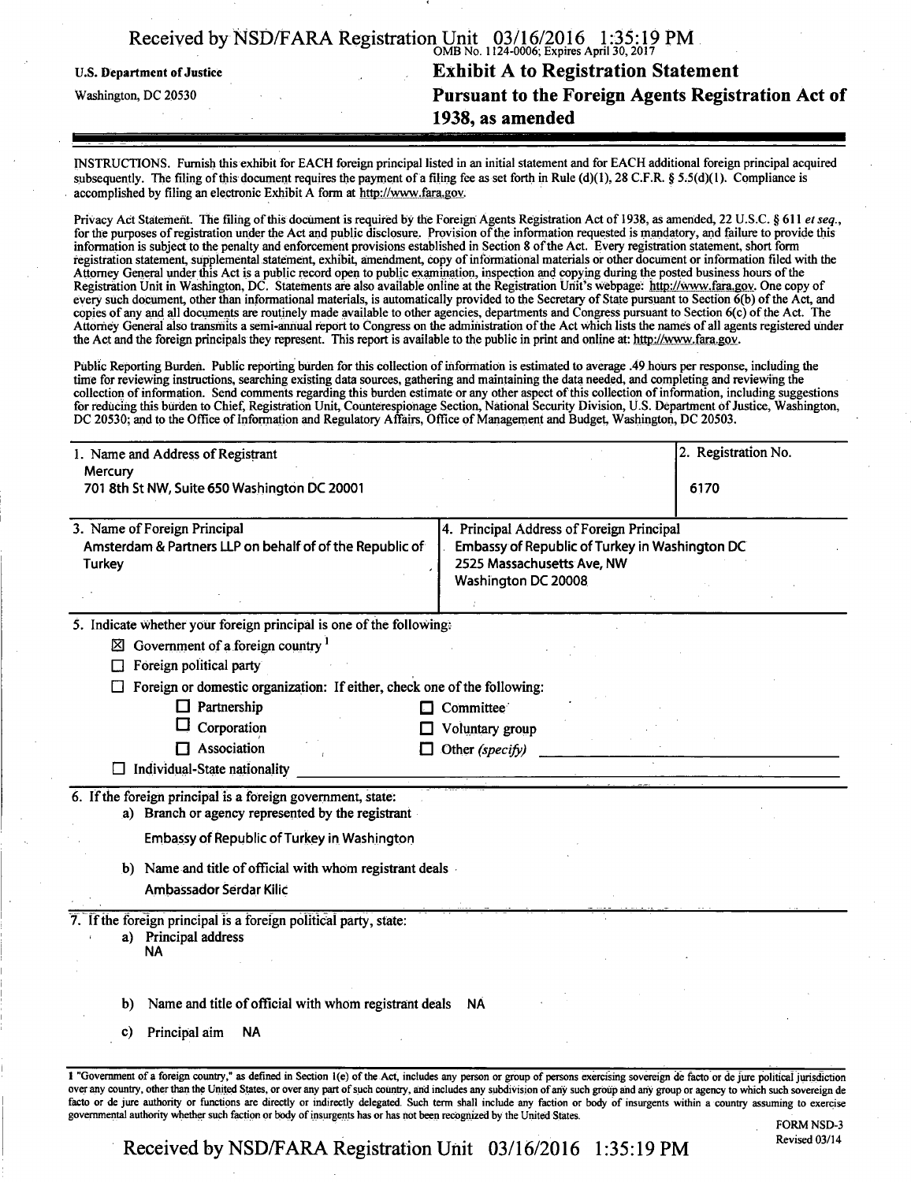U.S. Department of Justice
Washington, DC 20530

OMB No. 1124-0006; Expires April 30, 2017

# Exhibit A to Registration Statement Pursuant to the Foreign Agents Registration Act of 1938, as amended

INSTRUCTIONS. Furnish this exhibit for EACH foreign principal listed in an initial statement and for EACH additional foreign principal acquired subsequently. The filing of this document requires the payment of a filing fee as set forth in Rule (d)(1), 28 C.F.R. § 5.5(d)(1). Compliance is accomplished by filing an electronic Exhibit A form at http://www.fara.gov.

Privacy Act Statement. The filing of this document is required by the Foreign Agents Registration Act of 1938, as amended, 22 U.S.C. § 611 *et seq.*, for the purposes of registration under the Act and public disclosure. Provision of the information requested is mandatory, and failure to provide this information is subject to the penalty and enforcement provisions established in Section 8 of the Act. Every registration statement, short form registration statement, supplemental statement, exhibit, amendment, copy of informational materials or other document or information filed with the Attorney General under this Act is a public record open to public examination, inspection and copying during the posted business hours of the Registration Unit in Washington, DC. Statements are also available online at the Registration Unit's webpage: http://www.fara.gov. One copy of every such document, other than informational materials, is automatically provided to the Secretary of State pursuant to Section 6(b) of the Act, and copies of any and all documents are routinely made available to other agencies, departments and Congress pursuant to Section 6(c) of the Act. The Attorney General also transmits a semi-annual report to Congress on the administration of the Act which lists the names of all agents registered under the Act and the foreign principals they represent. This report is available to the public in print and online at: http://www.fara.gov.

Public Reporting Burden. Public reporting burden for this collection of information is estimated to average .49 hours per response, including the time for reviewing instructions, searching existing data sources, gathering and maintaining the data needed, and completing and reviewing the collection of information. Send comments regarding this burden estimate or any other aspect of this collection of information, including suggestions for reducing this burden to Chief, Registration Unit, Counterespionage Section, National Security Division, U.S. Department of Justice, Washington, DC 20530; and to the Office of Information and Regulatory Affairs, Office of Management and Budget, Washington, DC 20503.

| 1. Name and Address of Registrant | 2. Registration No. |
|---|---|
| Mercury<br>701 8th St NW, Suite 650 Washington DC 20001 | 6170 |

| 3. Name of Foreign Principal | 4. Principal Address of Foreign Principal |
|---|---|
| Amsterdam & Partners LLP on behalf of of the Republic of Turkey | Embassy of Republic of Turkey in Washington DC<br>2525 Massachusetts Ave, NW<br>Washington DC 20008 |

5. Indicate whether your foreign principal is one of the following:

- ☒ Government of a foreign country [1]
- ☐ Foreign political party
- ☐ Foreign or domestic organization: If either, check one of the following:
  - ☐ Partnership
  - ☐ Corporation
  - ☐ Association
  - ☐ Committee
  - ☐ Voluntary group
  - ☐ Other *(specify)*
- ☐ Individual-State nationality

6. If the foreign principal is a foreign government, state:

a) Branch or agency represented by the registrant

Embassy of Republic of Turkey in Washington

b) Name and title of official with whom registrant deals

Ambassador Serdar Kilic

7. If the foreign principal is a foreign political party, state:

a) Principal address
NA

b) Name and title of official with whom registrant deals NA

c) Principal aim NA

[1] "Government of a foreign country," as defined in Section 1(e) of the Act, includes any person or group of persons exercising sovereign de facto or de jure political jurisdiction over any country, other than the United States, or over any part of such country, and includes any subdivision of any such group and any group or agency to which such sovereign de facto or de jure authority or functions are directly or indirectly delegated. Such term shall include any faction or body of insurgents within a country assuming to exercise governmental authority whether such faction or body of insurgents has or has not been recognized by the United States.

FORM NSD-3
Revised 03/14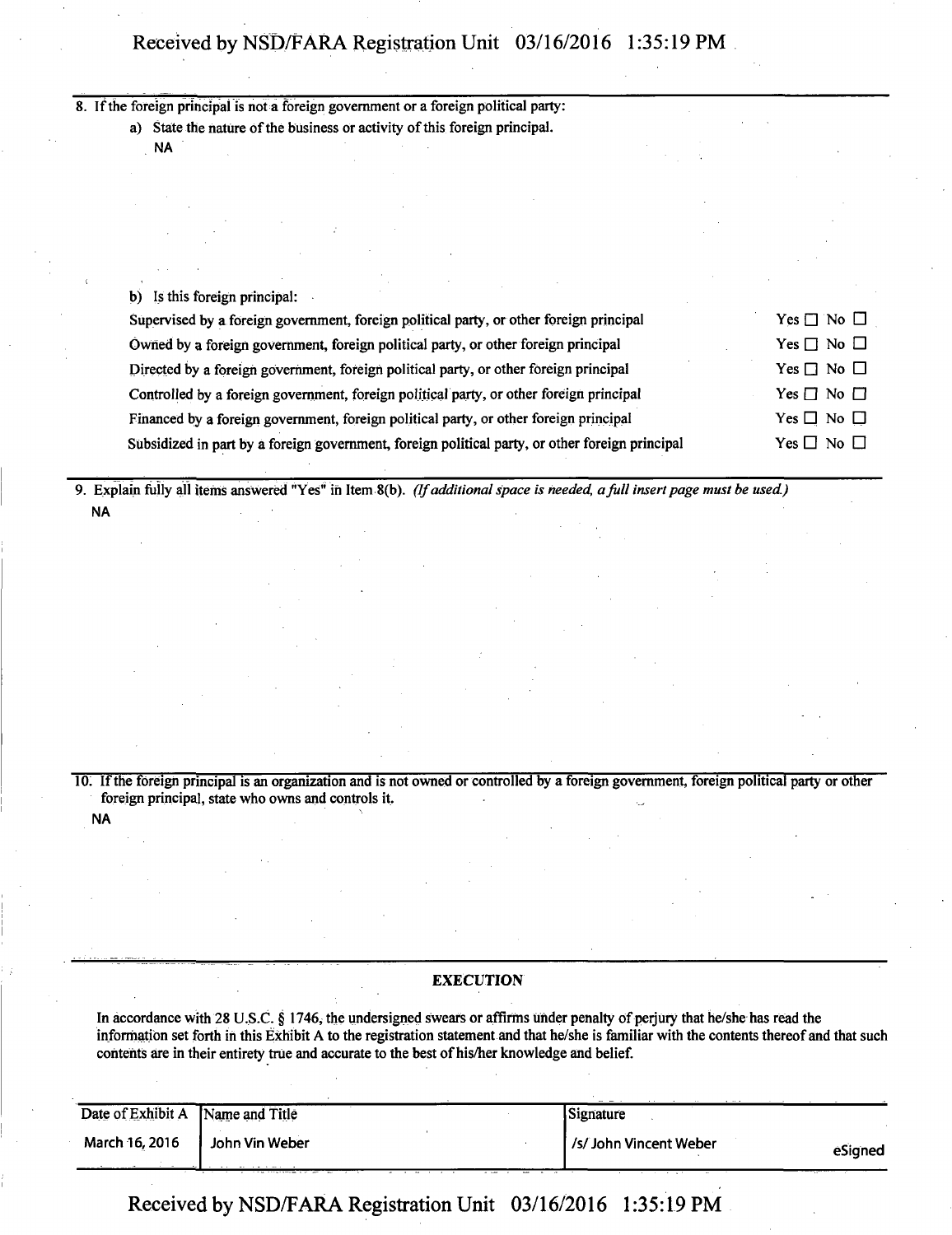8. If the foreign principal is not a foreign government or a foreign political party:

   a) State the nature of the business or activity of this foreign principal.

   NA

   b) Is this foreign principal:

| | |
|---|---|
| Supervised by a foreign government, foreign political party, or other foreign principal | Yes ☐ No ☐ |
| Owned by a foreign government, foreign political party, or other foreign principal | Yes ☐ No ☐ |
| Directed by a foreign government, foreign political party, or other foreign principal | Yes ☐ No ☐ |
| Controlled by a foreign government, foreign political party, or other foreign principal | Yes ☐ No ☐ |
| Financed by a foreign government, foreign political party, or other foreign principal | Yes ☐ No ☐ |
| Subsidized in part by a foreign government, foreign political party, or other foreign principal | Yes ☐ No ☐ |

9. Explain fully all items answered "Yes" in Item 8(b). *(If additional space is needed, a full insert page must be used.)*

   NA

10. If the foreign principal is an organization and is not owned or controlled by a foreign government, foreign political party or other foreign principal, state who owns and controls it.

   NA

## EXECUTION

In accordance with 28 U.S.C. § 1746, the undersigned swears or affirms under penalty of perjury that he/she has read the information set forth in this Exhibit A to the registration statement and that he/she is familiar with the contents thereof and that such contents are in their entirety true and accurate to the best of his/her knowledge and belief.

| Date of Exhibit A | Name and Title | Signature |
|---|---|---|
| March 16, 2016 | John Vin Weber | /s/ John Vincent Weber eSigned |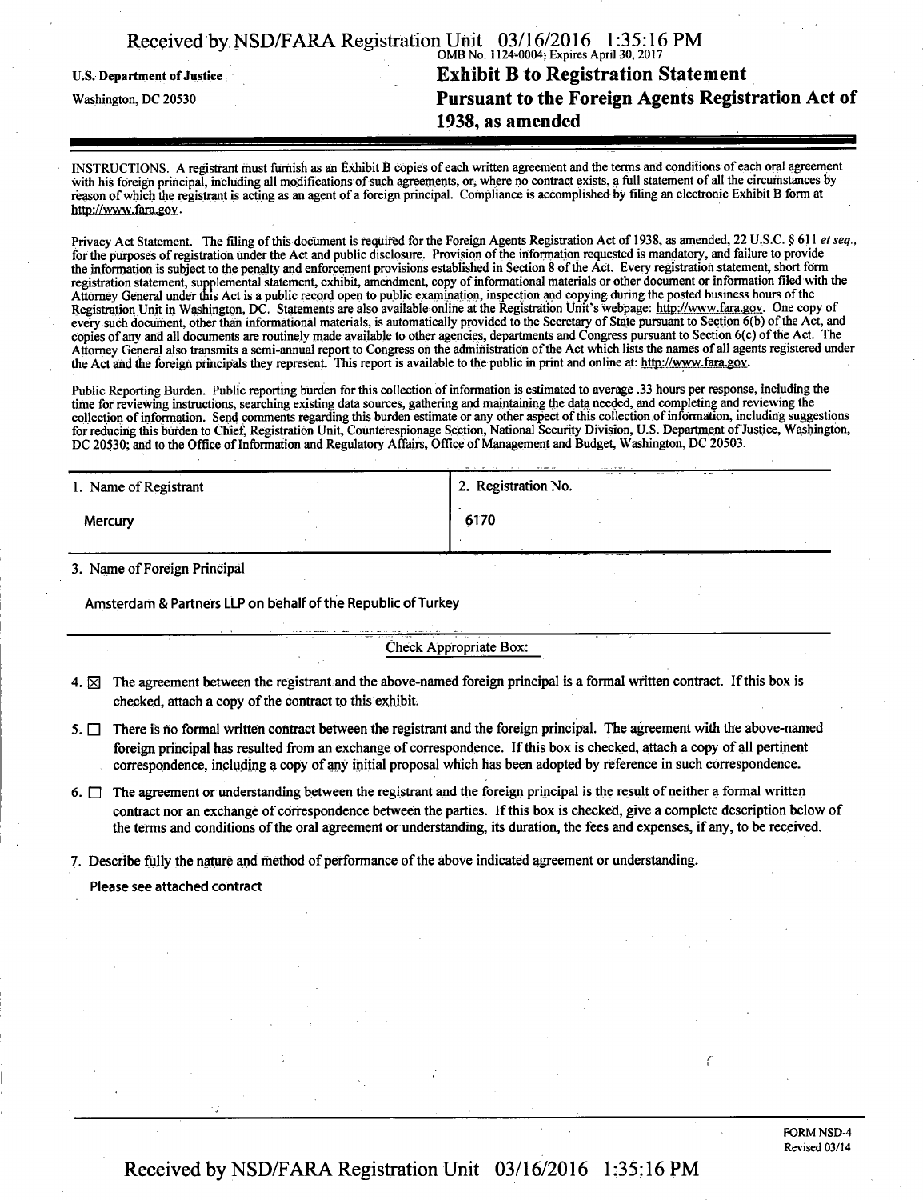U.S. Department of Justice
Washington, DC 20530

OMB No. 1124-0004; Expires April 30, 2017

# Exhibit B to Registration Statement Pursuant to the Foreign Agents Registration Act of 1938, as amended

INSTRUCTIONS. A registrant must furnish as an Exhibit B copies of each written agreement and the terms and conditions of each oral agreement with his foreign principal, including all modifications of such agreements, or, where no contract exists, a full statement of all the circumstances by reason of which the registrant is acting as an agent of a foreign principal. Compliance is accomplished by filing an electronic Exhibit B form at http://www.fara.gov.

Privacy Act Statement. The filing of this document is required for the Foreign Agents Registration Act of 1938, as amended, 22 U.S.C. § 611 *et seq.*, for the purposes of registration under the Act and public disclosure. Provision of the information requested is mandatory, and failure to provide the information is subject to the penalty and enforcement provisions established in Section 8 of the Act. Every registration statement, short form registration statement, supplemental statement, exhibit, amendment, copy of informational materials or other document or information filed with the Attorney General under this Act is a public record open to public examination, inspection and copying during the posted business hours of the Registration Unit in Washington, DC. Statements are also available online at the Registration Unit's webpage: http://www.fara.gov. One copy of every such document, other than informational materials, is automatically provided to the Secretary of State pursuant to Section 6(b) of the Act, and copies of any and all documents are routinely made available to other agencies, departments and Congress pursuant to Section 6(c) of the Act. The Attorney General also transmits a semi-annual report to Congress on the administration of the Act which lists the names of all agents registered under the Act and the foreign principals they represent. This report is available to the public in print and online at: http://www.fara.gov.

Public Reporting Burden. Public reporting burden for this collection of information is estimated to average .33 hours per response, including the time for reviewing instructions, searching existing data sources, gathering and maintaining the data needed, and completing and reviewing the collection of information. Send comments regarding this burden estimate or any other aspect of this collection of information, including suggestions for reducing this burden to Chief, Registration Unit, Counterespionage Section, National Security Division, U.S. Department of Justice, Washington, DC 20530; and to the Office of Information and Regulatory Affairs, Office of Management and Budget, Washington, DC 20503.

| 1. Name of Registrant | 2. Registration No. |
|---|---|
| Mercury | 6170 |

3. Name of Foreign Principal

Amsterdam & Partners LLP on behalf of the Republic of Turkey

Check Appropriate Box:

4. ☒ The agreement between the registrant and the above-named foreign principal is a formal written contract. If this box is checked, attach a copy of the contract to this exhibit.

5. ☐ There is no formal written contract between the registrant and the foreign principal. The agreement with the above-named foreign principal has resulted from an exchange of correspondence. If this box is checked, attach a copy of all pertinent correspondence, including a copy of any initial proposal which has been adopted by reference in such correspondence.

6. ☐ The agreement or understanding between the registrant and the foreign principal is the result of neither a formal written contract nor an exchange of correspondence between the parties. If this box is checked, give a complete description below of the terms and conditions of the oral agreement or understanding, its duration, the fees and expenses, if any, to be received.

7. Describe fully the nature and method of performance of the above indicated agreement or understanding.

Please see attached contract

FORM NSD-4
Revised 03/14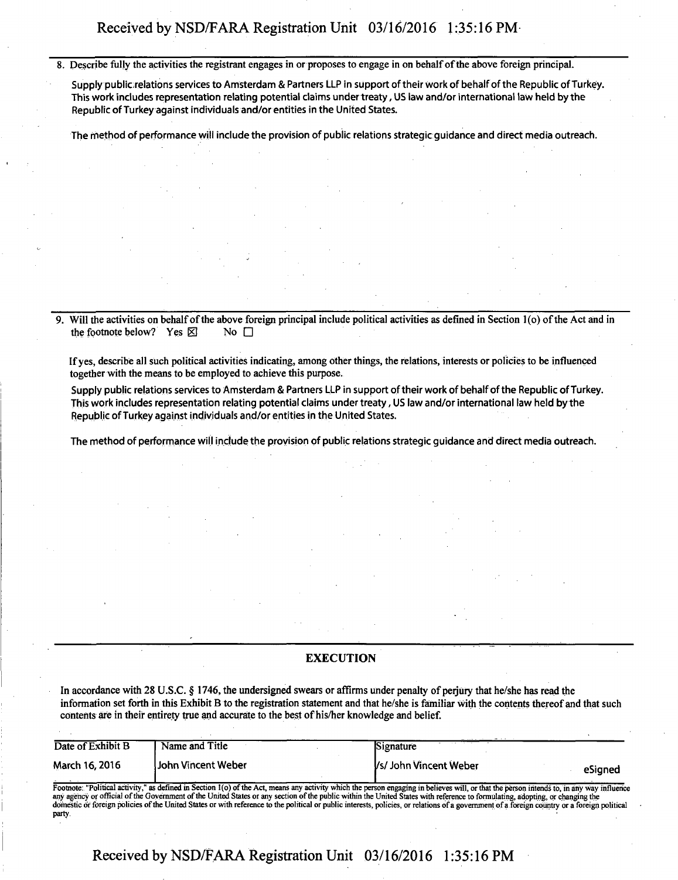8. Describe fully the activities the registrant engages in or proposes to engage in on behalf of the above foreign principal.

   Supply public relations services to Amsterdam & Partners LLP in support of their work of behalf of the Republic of Turkey. This work includes representation relating potential claims under treaty, US law and/or international law held by the Republic of Turkey against individuals and/or entities in the United States.

   The method of performance will include the provision of public relations strategic guidance and direct media outreach.

9. Will the activities on behalf of the above foreign principal include political activities as defined in Section 1(o) of the Act and in the footnote below? Yes ☒ No ☐

   If yes, describe all such political activities indicating, among other things, the relations, interests or policies to be influenced together with the means to be employed to achieve this purpose.

   Supply public relations services to Amsterdam & Partners LLP in support of their work of behalf of the Republic of Turkey. This work includes representation relating potential claims under treaty, US law and/or international law held by the Republic of Turkey against individuals and/or entities in the United States.

   The method of performance will include the provision of public relations strategic guidance and direct media outreach.

## EXECUTION

In accordance with 28 U.S.C. § 1746, the undersigned swears or affirms under penalty of perjury that he/she has read the information set forth in this Exhibit B to the registration statement and that he/she is familiar with the contents thereof and that such contents are in their entirety true and accurate to the best of his/her knowledge and belief.

| Date of Exhibit B | Name and Title | Signature |
|---|---|---|
| March 16, 2016 | John Vincent Weber | /s/ John Vincent Weber eSigned |

Footnote: "Political activity," as defined in Section 1(o) of the Act, means any activity which the person engaging in believes will, or that the person intends to, in any way influence any agency or official of the Government of the United States or any section of the public within the United States with reference to formulating, adopting, or changing the domestic or foreign policies of the United States or with reference to the political or public interests, policies, or relations of a government of a foreign country or a foreign political party.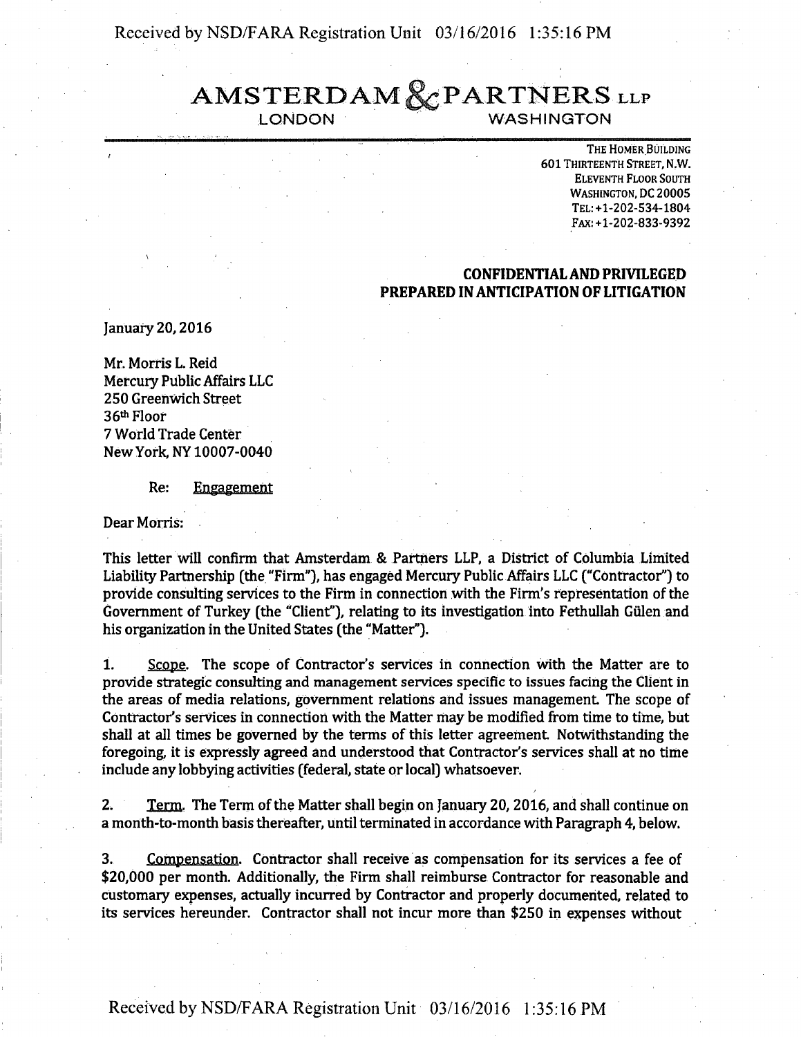# AMSTERDAM & PARTNERS LLP

LONDON WASHINGTON

THE HOMER BUILDING
601 THIRTEENTH STREET, N.W.
ELEVENTH FLOOR SOUTH
WASHINGTON, DC 20005
TEL: +1-202-534-1804
FAX: +1-202-833-9392

**CONFIDENTIAL AND PRIVILEGED**
**PREPARED IN ANTICIPATION OF LITIGATION**

January 20, 2016

Mr. Morris L. Reid
Mercury Public Affairs LLC
250 Greenwich Street
36th Floor
7 World Trade Center
New York, NY 10007-0040

Re: Engagement

Dear Morris:

This letter will confirm that Amsterdam & Partners LLP, a District of Columbia Limited Liability Partnership (the "Firm"), has engaged Mercury Public Affairs LLC ("Contractor") to provide consulting services to the Firm in connection with the Firm's representation of the Government of Turkey (the "Client"), relating to its investigation into Fethullah Gülen and his organization in the United States (the "Matter").

1. Scope. The scope of Contractor's services in connection with the Matter are to provide strategic consulting and management services specific to issues facing the Client in the areas of media relations, government relations and issues management. The scope of Contractor's services in connection with the Matter may be modified from time to time, but shall at all times be governed by the terms of this letter agreement. Notwithstanding the foregoing, it is expressly agreed and understood that Contractor's services shall at no time include any lobbying activities (federal, state or local) whatsoever.

2. Term. The Term of the Matter shall begin on January 20, 2016, and shall continue on a month-to-month basis thereafter, until terminated in accordance with Paragraph 4, below.

3. Compensation. Contractor shall receive as compensation for its services a fee of $20,000 per month. Additionally, the Firm shall reimburse Contractor for reasonable and customary expenses, actually incurred by Contractor and properly documented, related to its services hereunder. Contractor shall not incur more than $250 in expenses without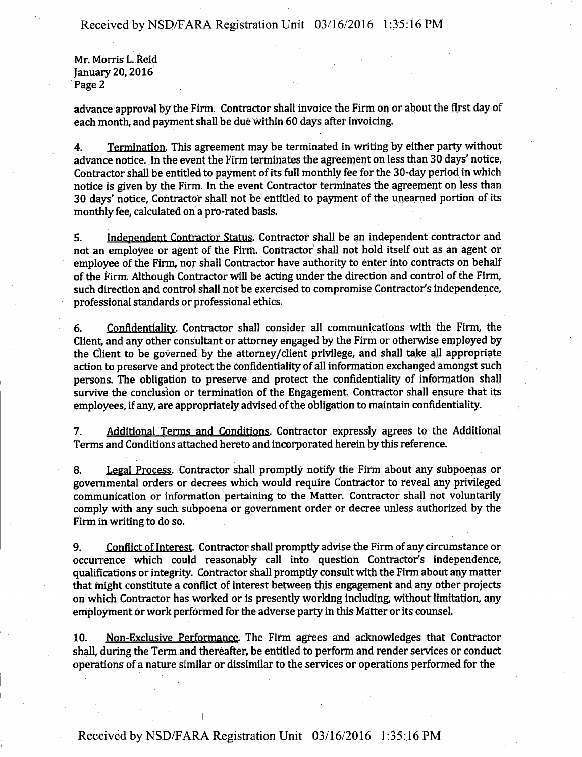Mr. Morris L. Reid
January 20, 2016
Page 2

advance approval by the Firm. Contractor shall invoice the Firm on or about the first day of each month, and payment shall be due within 60 days after invoicing.

4. Termination. This agreement may be terminated in writing by either party without advance notice. In the event the Firm terminates the agreement on less than 30 days' notice, Contractor shall be entitled to payment of its full monthly fee for the 30-day period in which notice is given by the Firm. In the event Contractor terminates the agreement on less than 30 days' notice, Contractor shall not be entitled to payment of the unearned portion of its monthly fee, calculated on a pro-rated basis.

5. Independent Contractor Status. Contractor shall be an independent contractor and not an employee or agent of the Firm. Contractor shall not hold itself out as an agent or employee of the Firm, nor shall Contractor have authority to enter into contracts on behalf of the Firm. Although Contractor will be acting under the direction and control of the Firm, such direction and control shall not be exercised to compromise Contractor's independence, professional standards or professional ethics.

6. Confidentiality. Contractor shall consider all communications with the Firm, the Client, and any other consultant or attorney engaged by the Firm or otherwise employed by the Client to be governed by the attorney/client privilege, and shall take all appropriate action to preserve and protect the confidentiality of all information exchanged amongst such persons. The obligation to preserve and protect the confidentiality of information shall survive the conclusion or termination of the Engagement. Contractor shall ensure that its employees, if any, are appropriately advised of the obligation to maintain confidentiality.

7. Additional Terms and Conditions. Contractor expressly agrees to the Additional Terms and Conditions attached hereto and incorporated herein by this reference.

8. Legal Process. Contractor shall promptly notify the Firm about any subpoenas or governmental orders or decrees which would require Contractor to reveal any privileged communication or information pertaining to the Matter. Contractor shall not voluntarily comply with any such subpoena or government order or decree unless authorized by the Firm in writing to do so.

9. Conflict of Interest. Contractor shall promptly advise the Firm of any circumstance or occurrence which could reasonably call into question Contractor's independence, qualifications or integrity. Contractor shall promptly consult with the Firm about any matter that might constitute a conflict of interest between this engagement and any other projects on which Contractor has worked or is presently working including, without limitation, any employment or work performed for the adverse party in this Matter or its counsel.

10. Non-Exclusive Performance. The Firm agrees and acknowledges that Contractor shall, during the Term and thereafter, be entitled to perform and render services or conduct operations of a nature similar or dissimilar to the services or operations performed for the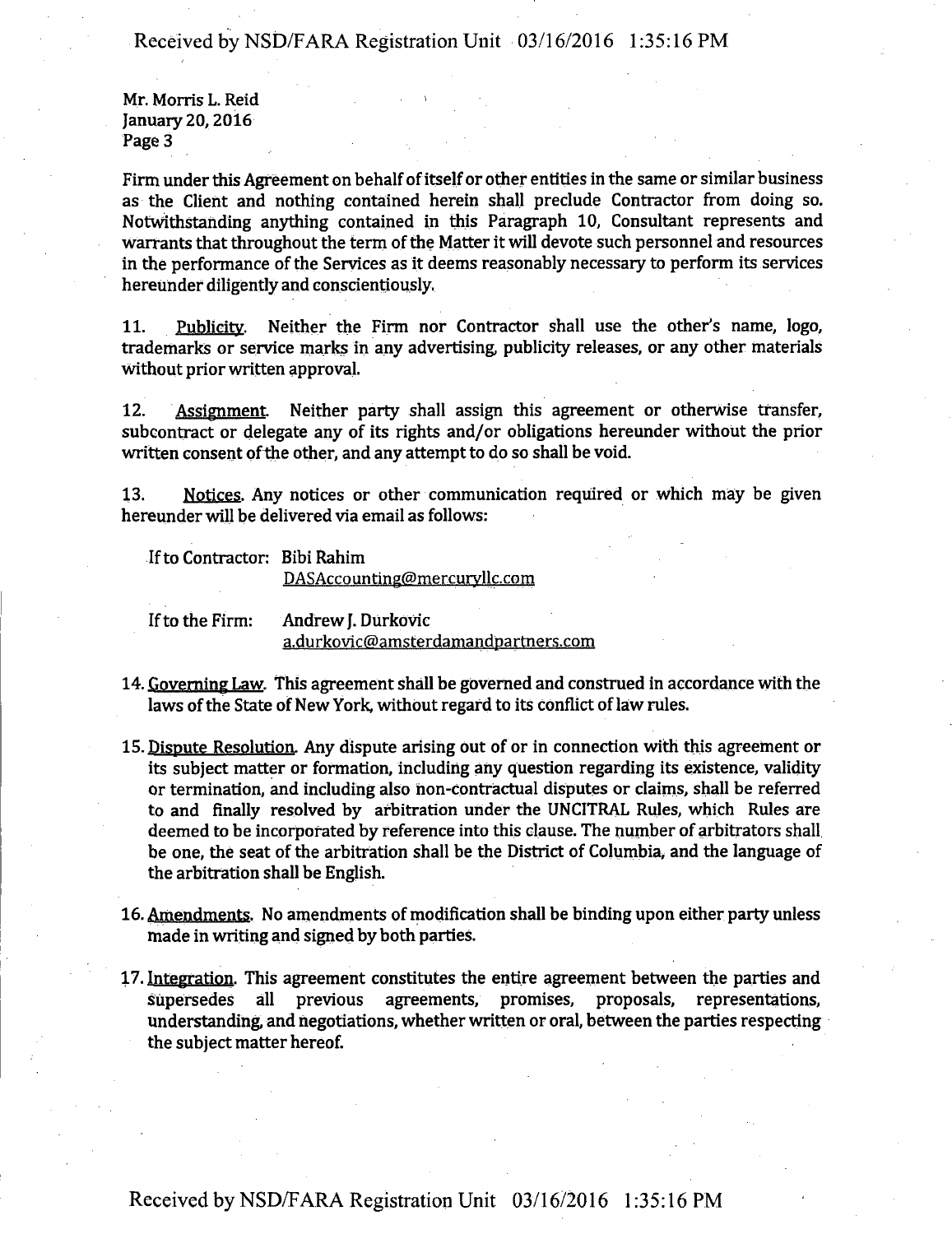Mr. Morris L. Reid
January 20, 2016
Page 3

Firm under this Agreement on behalf of itself or other entities in the same or similar business as the Client and nothing contained herein shall preclude Contractor from doing so. Notwithstanding anything contained in this Paragraph 10, Consultant represents and warrants that throughout the term of the Matter it will devote such personnel and resources in the performance of the Services as it deems reasonably necessary to perform its services hereunder diligently and conscientiously.

11. Publicity. Neither the Firm nor Contractor shall use the other's name, logo, trademarks or service marks in any advertising, publicity releases, or any other materials without prior written approval.

12. Assignment. Neither party shall assign this agreement or otherwise transfer, subcontract or delegate any of its rights and/or obligations hereunder without the prior written consent of the other, and any attempt to do so shall be void.

13. Notices. Any notices or other communication required or which may be given hereunder will be delivered via email as follows:

If to Contractor: Bibi Rahim
DASAccounting@mercuryllc.com

If to the Firm: Andrew J. Durkovic
a.durkovic@amsterdamandpartners.com

14. Governing Law. This agreement shall be governed and construed in accordance with the laws of the State of New York, without regard to its conflict of law rules.

15. Dispute Resolution. Any dispute arising out of or in connection with this agreement or its subject matter or formation, including any question regarding its existence, validity or termination, and including also non-contractual disputes or claims, shall be referred to and finally resolved by arbitration under the UNCITRAL Rules, which Rules are deemed to be incorporated by reference into this clause. The number of arbitrators shall be one, the seat of the arbitration shall be the District of Columbia, and the language of the arbitration shall be English.

16. Amendments. No amendments of modification shall be binding upon either party unless made in writing and signed by both parties.

17. Integration. This agreement constitutes the entire agreement between the parties and supersedes all previous agreements, promises, proposals, representations, understanding, and negotiations, whether written or oral, between the parties respecting the subject matter hereof.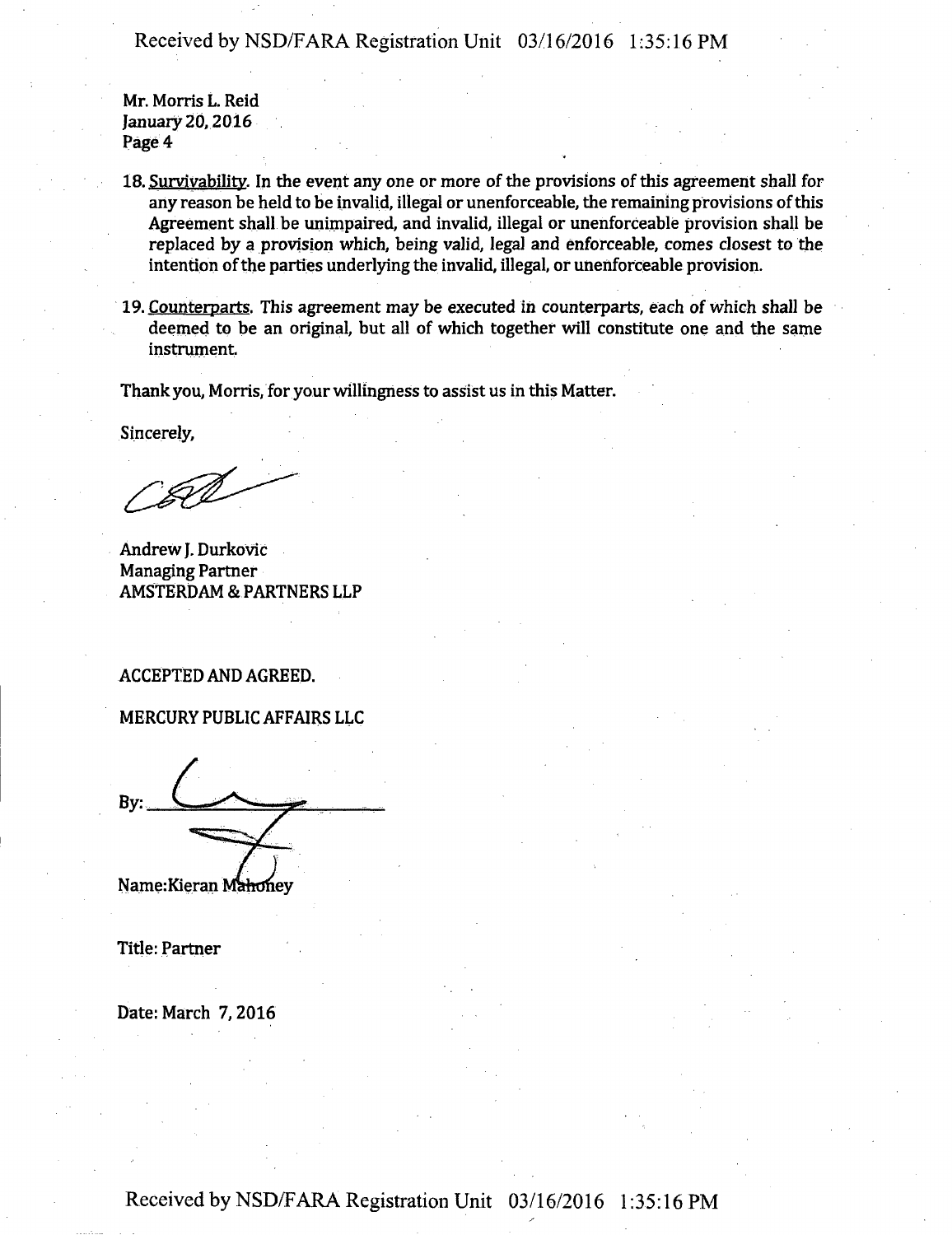Mr. Morris L. Reid
January 20, 2016
Page 4

18. Survivability. In the event any one or more of the provisions of this agreement shall for any reason be held to be invalid, illegal or unenforceable, the remaining provisions of this Agreement shall be unimpaired, and invalid, illegal or unenforceable provision shall be replaced by a provision which, being valid, legal and enforceable, comes closest to the intention of the parties underlying the invalid, illegal, or unenforceable provision.

19. Counterparts. This agreement may be executed in counterparts, each of which shall be deemed to be an original, but all of which together will constitute one and the same instrument.

Thank you, Morris, for your willingness to assist us in this Matter.

Sincerely,

Andrew J. Durkovic
Managing Partner
AMSTERDAM & PARTNERS LLP

ACCEPTED AND AGREED.

MERCURY PUBLIC AFFAIRS LLC

By: ______________________

Name: Kieran Mahoney

Title: Partner

Date: March 7, 2016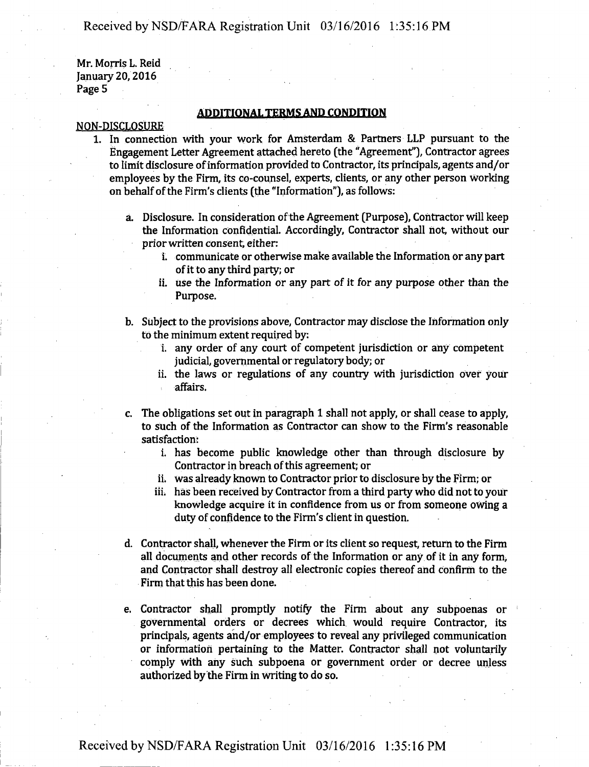Mr. Morris L. Reid
January 20, 2016
Page 5

## ADDITIONAL TERMS AND CONDITION

NON-DISCLOSURE

1. In connection with your work for Amsterdam & Partners LLP pursuant to the Engagement Letter Agreement attached hereto (the "Agreement"), Contractor agrees to limit disclosure of information provided to Contractor, its principals, agents and/or employees by the Firm, its co-counsel, experts, clients, or any other person working on behalf of the Firm's clients (the "Information"), as follows:

   a. Disclosure. In consideration of the Agreement (Purpose), Contractor will keep the Information confidential. Accordingly, Contractor shall not, without our prior written consent, either:

      i. communicate or otherwise make available the Information or any part of it to any third party; or

      ii. use the Information or any part of it for any purpose other than the Purpose.

   b. Subject to the provisions above, Contractor may disclose the Information only to the minimum extent required by:

      i. any order of any court of competent jurisdiction or any competent judicial, governmental or regulatory body; or

      ii. the laws or regulations of any country with jurisdiction over your affairs.

   c. The obligations set out in paragraph 1 shall not apply, or shall cease to apply, to such of the Information as Contractor can show to the Firm's reasonable satisfaction:

      i. has become public knowledge other than through disclosure by Contractor in breach of this agreement; or

      ii. was already known to Contractor prior to disclosure by the Firm; or

      iii. has been received by Contractor from a third party who did not to your knowledge acquire it in confidence from us or from someone owing a duty of confidence to the Firm's client in question.

   d. Contractor shall, whenever the Firm or its client so request, return to the Firm all documents and other records of the Information or any of it in any form, and Contractor shall destroy all electronic copies thereof and confirm to the Firm that this has been done.

   e. Contractor shall promptly notify the Firm about any subpoenas or governmental orders or decrees which would require Contractor, its principals, agents and/or employees to reveal any privileged communication or information pertaining to the Matter. Contractor shall not voluntarily comply with any such subpoena or government order or decree unless authorized by the Firm in writing to do so.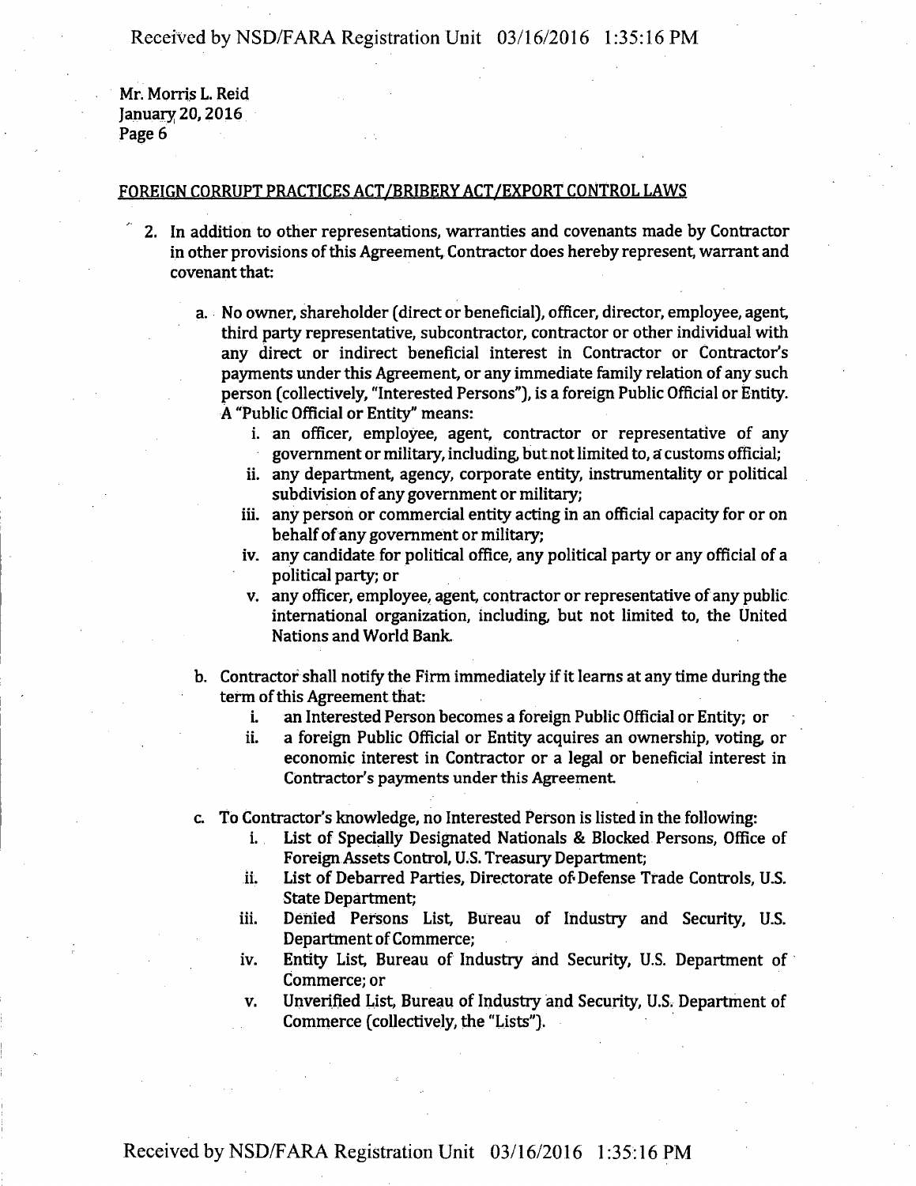Mr. Morris L. Reid
January 20, 2016
Page 6

FOREIGN CORRUPT PRACTICES ACT/BRIBERY ACT/EXPORT CONTROL LAWS

2. In addition to other representations, warranties and covenants made by Contractor in other provisions of this Agreement, Contractor does hereby represent, warrant and covenant that:

   a. No owner, shareholder (direct or beneficial), officer, director, employee, agent, third party representative, subcontractor, contractor or other individual with any direct or indirect beneficial interest in Contractor or Contractor's payments under this Agreement, or any immediate family relation of any such person (collectively, "Interested Persons"), is a foreign Public Official or Entity. A "Public Official or Entity" means:
      i. an officer, employee, agent, contractor or representative of any government or military, including, but not limited to, a customs official;
      ii. any department, agency, corporate entity, instrumentality or political subdivision of any government or military;
      iii. any person or commercial entity acting in an official capacity for or on behalf of any government or military;
      iv. any candidate for political office, any political party or any official of a political party; or
      v. any officer, employee, agent, contractor or representative of any public international organization, including, but not limited to, the United Nations and World Bank.

   b. Contractor shall notify the Firm immediately if it learns at any time during the term of this Agreement that:
      i. an Interested Person becomes a foreign Public Official or Entity; or
      ii. a foreign Public Official or Entity acquires an ownership, voting, or economic interest in Contractor or a legal or beneficial interest in Contractor's payments under this Agreement.

   c. To Contractor's knowledge, no Interested Person is listed in the following:
      i. List of Specially Designated Nationals & Blocked Persons, Office of Foreign Assets Control, U.S. Treasury Department;
      ii. List of Debarred Parties, Directorate of Defense Trade Controls, U.S. State Department;
      iii. Denied Persons List, Bureau of Industry and Security, U.S. Department of Commerce;
      iv. Entity List, Bureau of Industry and Security, U.S. Department of Commerce; or
      v. Unverified List, Bureau of Industry and Security, U.S. Department of Commerce (collectively, the "Lists").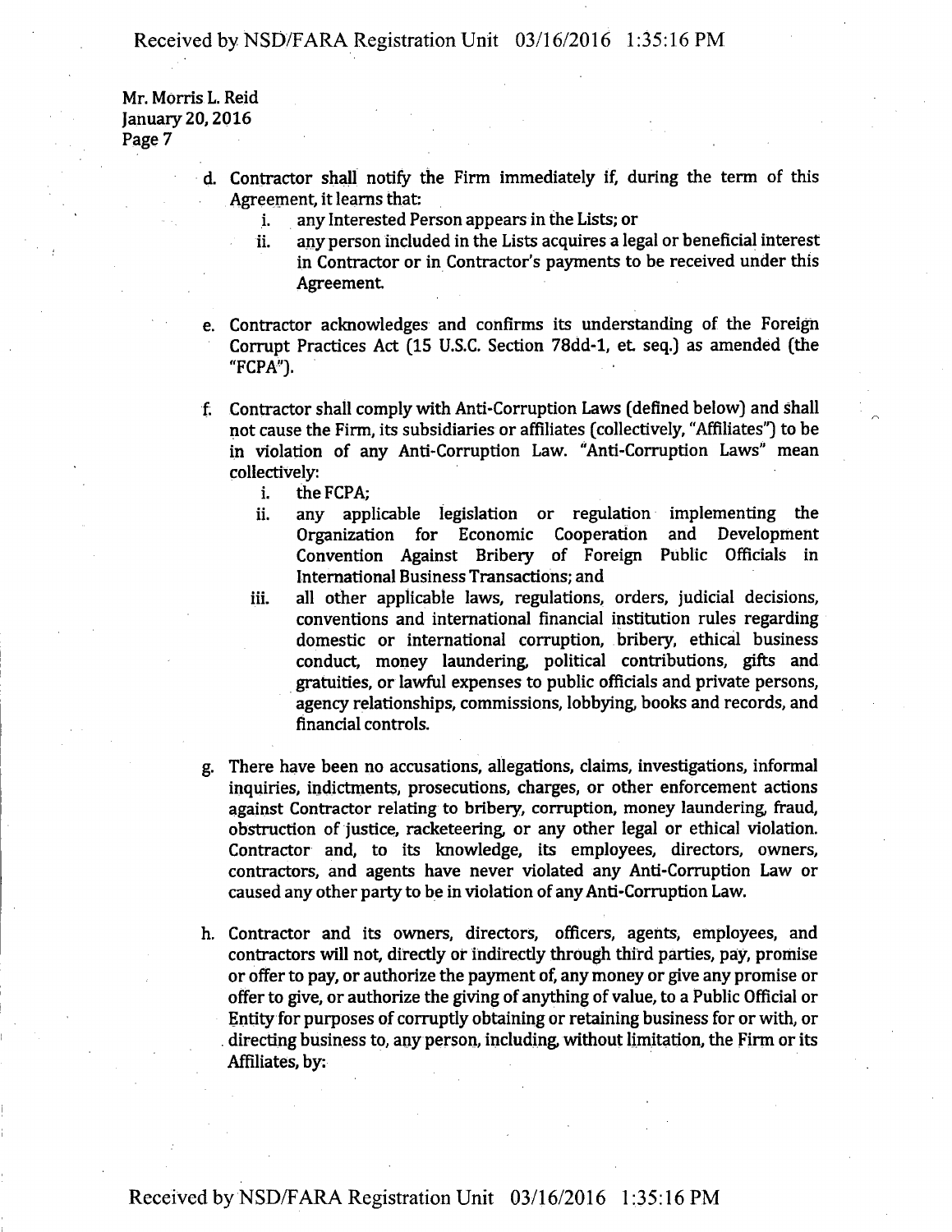Mr. Morris L. Reid
January 20, 2016
Page 7

d. Contractor shall notify the Firm immediately if, during the term of this Agreement, it learns that:
   i. any Interested Person appears in the Lists; or
   ii. any person included in the Lists acquires a legal or beneficial interest in Contractor or in Contractor's payments to be received under this Agreement.

e. Contractor acknowledges and confirms its understanding of the Foreign Corrupt Practices Act (15 U.S.C. Section 78dd-1, et. seq.) as amended (the "FCPA").

f. Contractor shall comply with Anti-Corruption Laws (defined below) and shall not cause the Firm, its subsidiaries or affiliates (collectively, "Affiliates") to be in violation of any Anti-Corruption Law. "Anti-Corruption Laws" mean collectively:
   i. the FCPA;
   ii. any applicable legislation or regulation implementing the Organization for Economic Cooperation and Development Convention Against Bribery of Foreign Public Officials in International Business Transactions; and
   iii. all other applicable laws, regulations, orders, judicial decisions, conventions and international financial institution rules regarding domestic or international corruption, bribery, ethical business conduct, money laundering, political contributions, gifts and gratuities, or lawful expenses to public officials and private persons, agency relationships, commissions, lobbying, books and records, and financial controls.

g. There have been no accusations, allegations, claims, investigations, informal inquiries, indictments, prosecutions, charges, or other enforcement actions against Contractor relating to bribery, corruption, money laundering, fraud, obstruction of justice, racketeering, or any other legal or ethical violation. Contractor and, to its knowledge, its employees, directors, owners, contractors, and agents have never violated any Anti-Corruption Law or caused any other party to be in violation of any Anti-Corruption Law.

h. Contractor and its owners, directors, officers, agents, employees, and contractors will not, directly or indirectly through third parties, pay, promise or offer to pay, or authorize the payment of, any money or give any promise or offer to give, or authorize the giving of anything of value, to a Public Official or Entity for purposes of corruptly obtaining or retaining business for or with, or directing business to, any person, including, without limitation, the Firm or its Affiliates, by: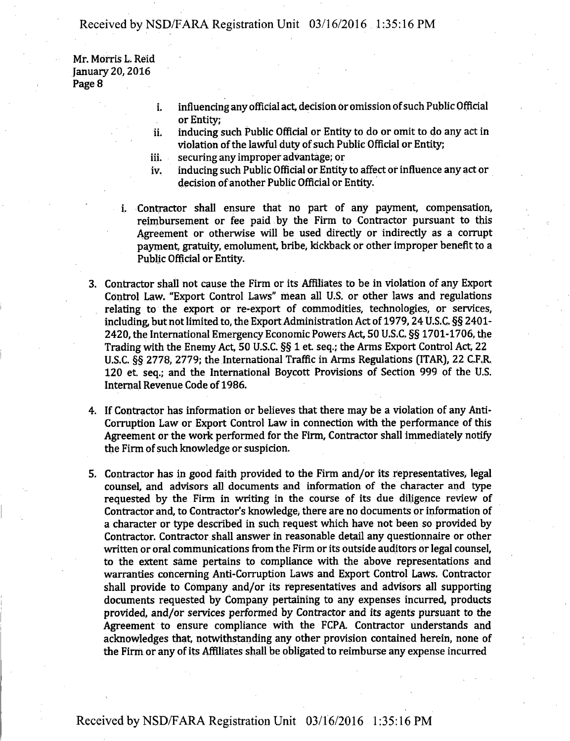Mr. Morris L. Reid
January 20, 2016

i. influencing any official act, decision or omission of such Public Official or Entity;
ii. inducing such Public Official or Entity to do or omit to do any act in violation of the lawful duty of such Public Official or Entity;
iii. securing any improper advantage; or
iv. inducing such Public Official or Entity to affect or influence any act or decision of another Public Official or Entity.

i. Contractor shall ensure that no part of any payment, compensation, reimbursement or fee paid by the Firm to Contractor pursuant to this Agreement or otherwise will be used directly or indirectly as a corrupt payment, gratuity, emolument, bribe, kickback or other improper benefit to a Public Official or Entity.

3. Contractor shall not cause the Firm or its Affiliates to be in violation of any Export Control Law. "Export Control Laws" mean all U.S. or other laws and regulations relating to the export or re-export of commodities, technologies, or services, including, but not limited to, the Export Administration Act of 1979, 24 U.S.C. §§ 2401-2420, the International Emergency Economic Powers Act, 50 U.S.C. §§ 1701-1706, the Trading with the Enemy Act, 50 U.S.C. §§ 1 et. seq.; the Arms Export Control Act, 22 U.S.C. §§ 2778, 2779; the International Traffic in Arms Regulations (ITAR), 22 C.F.R. 120 et. seq.; and the International Boycott Provisions of Section 999 of the U.S. Internal Revenue Code of 1986.

4. If Contractor has information or believes that there may be a violation of any Anti-Corruption Law or Export Control Law in connection with the performance of this Agreement or the work performed for the Firm, Contractor shall immediately notify the Firm of such knowledge or suspicion.

5. Contractor has in good faith provided to the Firm and/or its representatives, legal counsel, and advisors all documents and information of the character and type requested by the Firm in writing in the course of its due diligence review of Contractor and, to Contractor's knowledge, there are no documents or information of a character or type described in such request which have not been so provided by Contractor. Contractor shall answer in reasonable detail any questionnaire or other written or oral communications from the Firm or its outside auditors or legal counsel, to the extent same pertains to compliance with the above representations and warranties concerning Anti-Corruption Laws and Export Control Laws. Contractor shall provide to Company and/or its representatives and advisors all supporting documents requested by Company pertaining to any expenses incurred, products provided, and/or services performed by Contractor and its agents pursuant to the Agreement to ensure compliance with the FCPA. Contractor understands and acknowledges that, notwithstanding any other provision contained herein, none of the Firm or any of its Affiliates shall be obligated to reimburse any expense incurred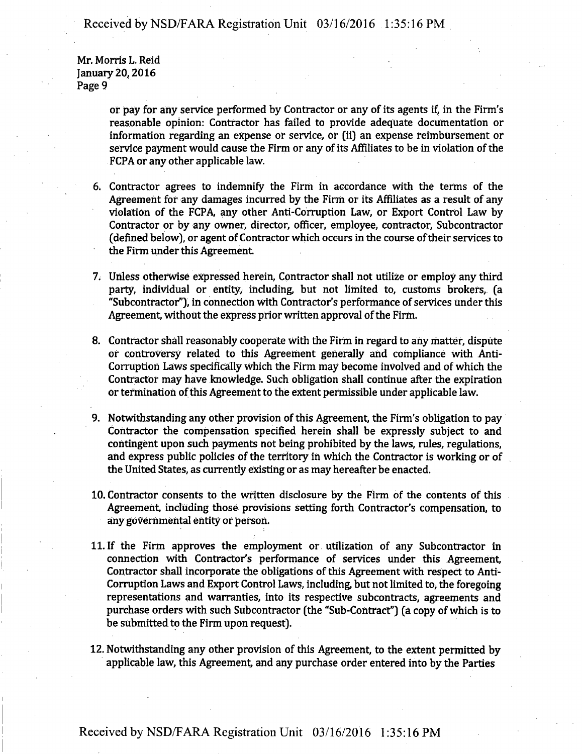Mr. Morris L. Reid
January 20, 2016
Page 9

or pay for any service performed by Contractor or any of its agents if, in the Firm's reasonable opinion: Contractor has failed to provide adequate documentation or information regarding an expense or service, or (ii) an expense reimbursement or service payment would cause the Firm or any of its Affiliates to be in violation of the FCPA or any other applicable law.

6. Contractor agrees to indemnify the Firm in accordance with the terms of the Agreement for any damages incurred by the Firm or its Affiliates as a result of any violation of the FCPA, any other Anti-Corruption Law, or Export Control Law by Contractor or by any owner, director, officer, employee, contractor, Subcontractor (defined below), or agent of Contractor which occurs in the course of their services to the Firm under this Agreement.

7. Unless otherwise expressed herein, Contractor shall not utilize or employ any third party, individual or entity, including, but not limited to, customs brokers, (a "Subcontractor"), in connection with Contractor's performance of services under this Agreement, without the express prior written approval of the Firm.

8. Contractor shall reasonably cooperate with the Firm in regard to any matter, dispute or controversy related to this Agreement generally and compliance with Anti-Corruption Laws specifically which the Firm may become involved and of which the Contractor may have knowledge. Such obligation shall continue after the expiration or termination of this Agreement to the extent permissible under applicable law.

9. Notwithstanding any other provision of this Agreement, the Firm's obligation to pay Contractor the compensation specified herein shall be expressly subject to and contingent upon such payments not being prohibited by the laws, rules, regulations, and express public policies of the territory in which the Contractor is working or of the United States, as currently existing or as may hereafter be enacted.

10. Contractor consents to the written disclosure by the Firm of the contents of this Agreement, including those provisions setting forth Contractor's compensation, to any governmental entity or person.

11. If the Firm approves the employment or utilization of any Subcontractor in connection with Contractor's performance of services under this Agreement, Contractor shall incorporate the obligations of this Agreement with respect to Anti-Corruption Laws and Export Control Laws, including, but not limited to, the foregoing representations and warranties, into its respective subcontracts, agreements and purchase orders with such Subcontractor (the "Sub-Contract") (a copy of which is to be submitted to the Firm upon request).

12. Notwithstanding any other provision of this Agreement, to the extent permitted by applicable law, this Agreement, and any purchase order entered into by the Parties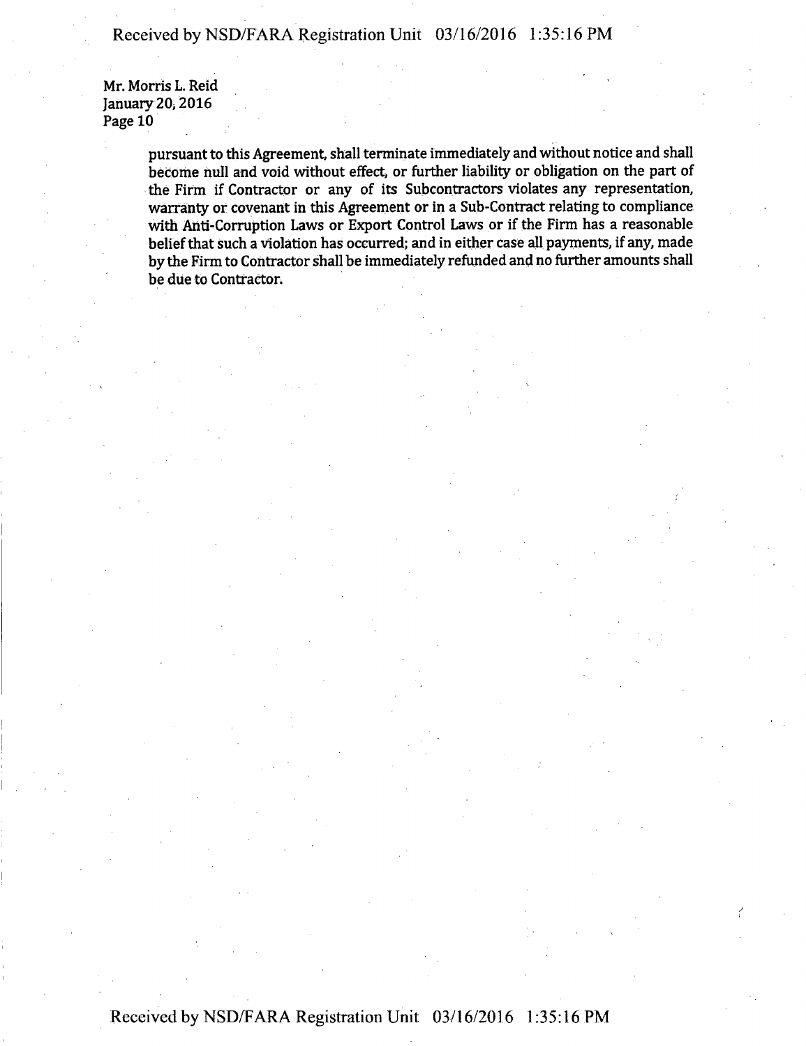Mr. Morris L. Reid
January 20, 2016
Page 10

pursuant to this Agreement, shall terminate immediately and without notice and shall become null and void without effect, or further liability or obligation on the part of the Firm if Contractor or any of its Subcontractors violates any representation, warranty or covenant in this Agreement or in a Sub-Contract relating to compliance with Anti-Corruption Laws or Export Control Laws or if the Firm has a reasonable belief that such a violation has occurred; and in either case all payments, if any, made by the Firm to Contractor shall be immediately refunded and no further amounts shall be due to Contractor.